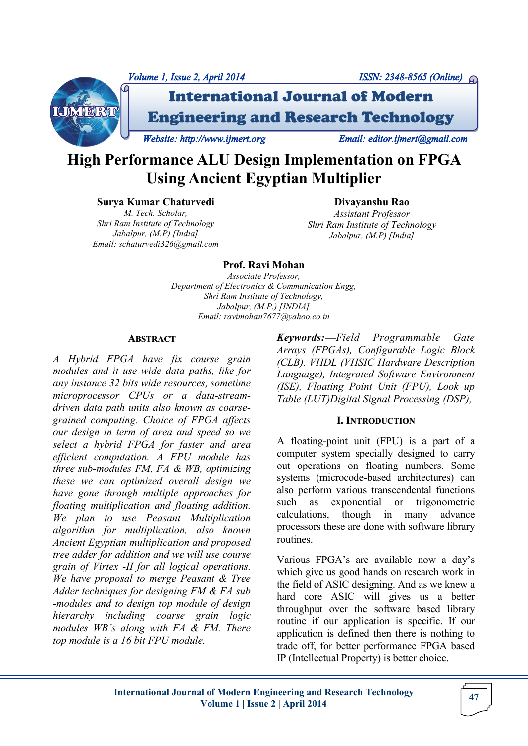# High Performance ALU Design Implementation on FPGA Using Ancient Egyptian Multiplier

**Surya Kumar Chaturvedi**
*M. Tech. Scholar,*
*Shri Ram Institute of Technology*
*Jabalpur, (M.P) [India]*
*Email: schaturvedi326@gmail.com*

**Divayanshu Rao**
*Assistant Professor*
*Shri Ram Institute of Technology*
*Jabalpur, (M.P) [India]*

**Prof. Ravi Mohan**
*Associate Professor,*
*Department of Electronics & Communication Engg,*
*Shri Ram Institute of Technology,*
*Jabalpur, (M.P.) [INDIA]*
*Email: ravimohan7677@yahoo.co.in*

## ABSTRACT

*A Hybrid FPGA have fix course grain modules and it use wide data paths, like for any instance 32 bits wide resources, sometime microprocessor CPUs or a data-stream-driven data path units also known as coarse-grained computing. Choice of FPGA affects our design in term of area and speed so we select a hybrid FPGA for faster and area efficient computation. A FPU module has three sub-modules FM, FA & WB, optimizing these we can optimized overall design we have gone through multiple approaches for floating multiplication and floating addition. We plan to use Peasant Multiplication algorithm for multiplication, also known Ancient Egyptian multiplication and proposed tree adder for addition and we will use course grain of Virtex -II for all logical operations. We have proposal to merge Peasant & Tree Adder techniques for designing FM & FA sub -modules and to design top module of design hierarchy including coarse grain logic modules WB's along with FA & FM. There top module is a 16 bit FPU module.*

***Keywords:—****Field Programmable Gate Arrays (FPGAs), Configurable Logic Block (CLB). VHDL (VHSIC Hardware Description Language), Integrated Software Environment (ISE), Floating Point Unit (FPU), Look up Table (LUT)Digital Signal Processing (DSP),*

## I. INTRODUCTION

A floating-point unit (FPU) is a part of a computer system specially designed to carry out operations on floating numbers. Some systems (microcode-based architectures) can also perform various transcendental functions such as exponential or trigonometric calculations, though in many advance processors these are done with software library routines.

Various FPGA's are available now a day's which give us good hands on research work in the field of ASIC designing. And as we knew a hard core ASIC will gives us a better throughput over the software based library routine if our application is specific. If our application is defined then there is nothing to trade off, for better performance FPGA based IP (Intellectual Property) is better choice.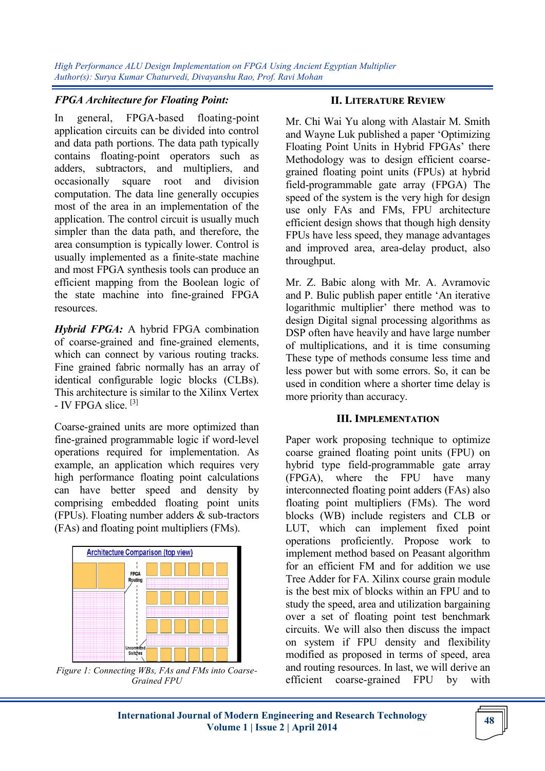### *FPGA Architecture for Floating Point:*

In general, FPGA-based floating-point application circuits can be divided into control and data path portions. The data path typically contains floating-point operators such as adders, subtractors, and multipliers, and occasionally square root and division computation. The data line generally occupies most of the area in an implementation of the application. The control circuit is usually much simpler than the data path, and therefore, the area consumption is typically lower. Control is usually implemented as a finite-state machine and most FPGA synthesis tools can produce an efficient mapping from the Boolean logic of the state machine into fine-grained FPGA resources.

***Hybrid FPGA:*** A hybrid FPGA combination of coarse-grained and fine-grained elements, which can connect by various routing tracks. Fine grained fabric normally has an array of identical configurable logic blocks (CLBs). This architecture is similar to the Xilinx Vertex - IV FPGA slice. [3]

Coarse-grained units are more optimized than fine-grained programmable logic if word-level operations required for implementation. As example, an application which requires very high performance floating point calculations can have better speed and density by comprising embedded floating point units (FPUs). Floating number adders & sub-tractors (FAs) and floating point multipliers (FMs).

*Figure 1: Connecting WBs, FAs and FMs into Coarse-Grained FPU*

## II. Literature Review

Mr. Chi Wai Yu along with Alastair M. Smith and Wayne Luk published a paper 'Optimizing Floating Point Units in Hybrid FPGAs' there Methodology was to design efficient coarse-grained floating point units (FPUs) at hybrid field-programmable gate array (FPGA) The speed of the system is the very high for design use only FAs and FMs, FPU architecture efficient design shows that though high density FPUs have less speed, they manage advantages and improved area, area-delay product, also throughput.

Mr. Z. Babic along with Mr. A. Avramovic and P. Bulic publish paper entitle 'An iterative logarithmic multiplier' there method was to design Digital signal processing algorithms as DSP often have heavily and have large number of multiplications, and it is time consuming These type of methods consume less time and less power but with some errors. So, it can be used in condition where a shorter time delay is more priority than accuracy.

## III. Implementation

Paper work proposing technique to optimize coarse grained floating point units (FPU) on hybrid type field-programmable gate array (FPGA), where the FPU have many interconnected floating point adders (FAs) also floating point multipliers (FMs). The word blocks (WB) include registers and CLB or LUT, which can implement fixed point operations proficiently. Propose work to implement method based on Peasant algorithm for an efficient FM and for addition we use Tree Adder for FA. Xilinx course grain module is the best mix of blocks within an FPU and to study the speed, area and utilization bargaining over a set of floating point test benchmark circuits. We will also then discuss the impact on system if FPU density and flexibility modified as proposed in terms of speed, area and routing resources. In last, we will derive an efficient coarse-grained FPU by with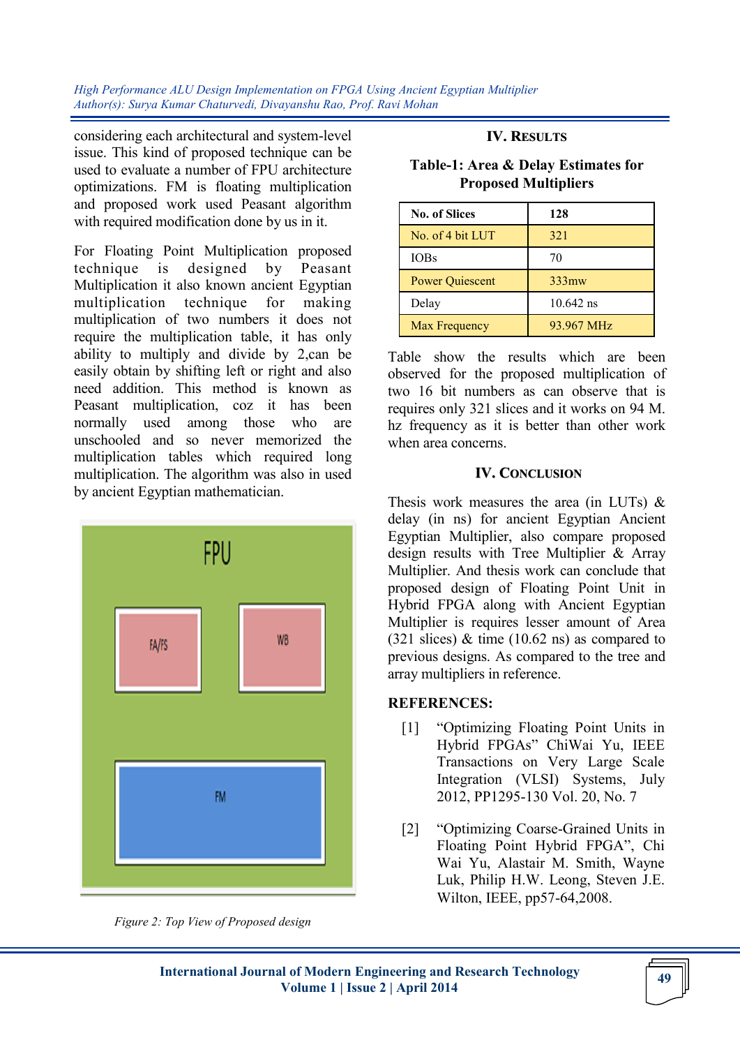considering each architectural and system-level issue. This kind of proposed technique can be used to evaluate a number of FPU architecture optimizations. FM is floating multiplication and proposed work used Peasant algorithm with required modification done by us in it.

For Floating Point Multiplication proposed technique is designed by Peasant Multiplication it also known ancient Egyptian multiplication technique for making multiplication of two numbers it does not require the multiplication table, it has only ability to multiply and divide by 2,can be easily obtain by shifting left or right and also need addition. This method is known as Peasant multiplication, coz it has been normally used among those who are unschooled and so never memorized the multiplication tables which required long multiplication. The algorithm was also in used by ancient Egyptian mathematician.

FPU

FA/FS

WB

FM

*Figure 2: Top View of Proposed design*

## IV. Results

**Table-1: Area & Delay Estimates for Proposed Multipliers**

| No. of Slices | 128 |
|---|---|
| No. of 4 bit LUT | 321 |
| IOBs | 70 |
| Power Quiescent | 333mw |
| Delay | 10.642 ns |
| Max Frequency | 93.967 MHz |

Table show the results which are been observed for the proposed multiplication of two 16 bit numbers as can observe that is requires only 321 slices and it works on 94 M. hz frequency as it is better than other work when area concerns.

## IV. Conclusion

Thesis work measures the area (in LUTs) & delay (in ns) for ancient Egyptian Ancient Egyptian Multiplier, also compare proposed design results with Tree Multiplier & Array Multiplier. And thesis work can conclude that proposed design of Floating Point Unit in Hybrid FPGA along with Ancient Egyptian Multiplier is requires lesser amount of Area (321 slices) & time (10.62 ns) as compared to previous designs. As compared to the tree and array multipliers in reference.

## REFERENCES:

[1] "Optimizing Floating Point Units in Hybrid FPGAs" ChiWai Yu, IEEE Transactions on Very Large Scale Integration (VLSI) Systems, July 2012, PP1295-130 Vol. 20, No. 7

[2] "Optimizing Coarse-Grained Units in Floating Point Hybrid FPGA", Chi Wai Yu, Alastair M. Smith, Wayne Luk, Philip H.W. Leong, Steven J.E. Wilton, IEEE, pp57-64,2008.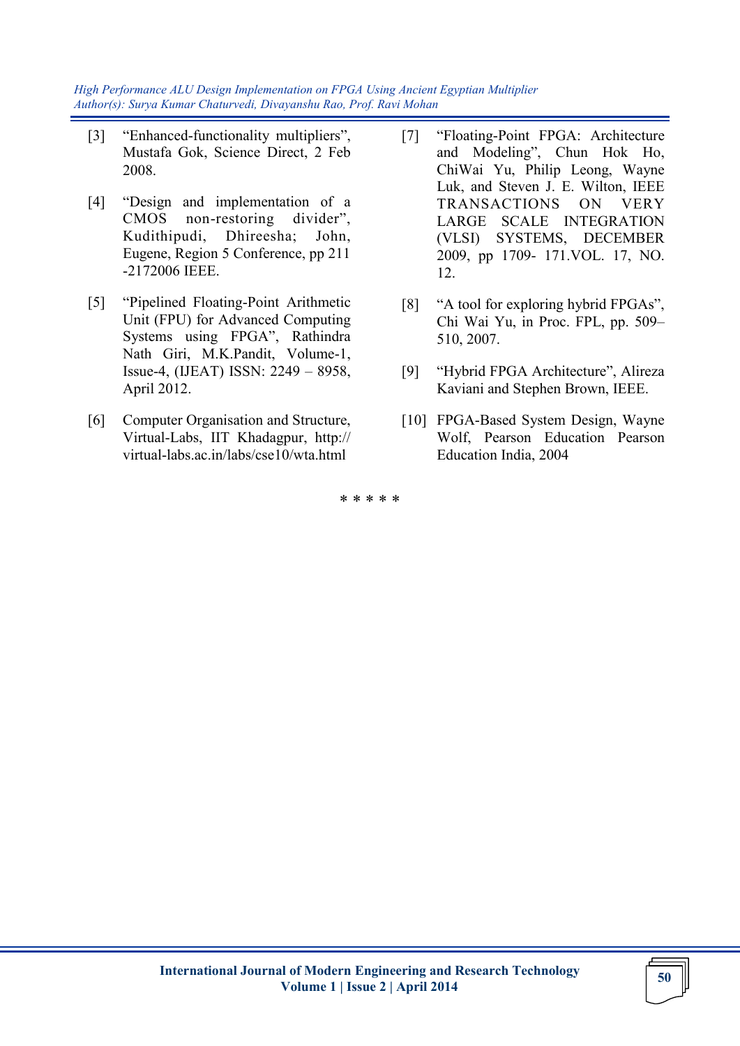[3] “Enhanced-functionality multipliers”, Mustafa Gok, Science Direct, 2 Feb 2008.

[4] “Design and implementation of a CMOS non-restoring divider”, Kudithipudi, Dhireesha; John, Eugene, Region 5 Conference, pp 211 -2172006 IEEE.

[5] “Pipelined Floating-Point Arithmetic Unit (FPU) for Advanced Computing Systems using FPGA”, Rathindra Nath Giri, M.K.Pandit, Volume-1, Issue-4, (IJEAT) ISSN: 2249 – 8958, April 2012.

[6] Computer Organisation and Structure, Virtual-Labs, IIT Khadagpur, http:// virtual-labs.ac.in/labs/cse10/wta.html

[7] “Floating-Point FPGA: Architecture and Modeling”, Chun Hok Ho, ChiWai Yu, Philip Leong, Wayne Luk, and Steven J. E. Wilton, IEEE TRANSACTIONS ON VERY LARGE SCALE INTEGRATION (VLSI) SYSTEMS, DECEMBER 2009, pp 1709- 171.VOL. 17, NO. 12.

[8] “A tool for exploring hybrid FPGAs”, Chi Wai Yu, in Proc. FPL, pp. 509–510, 2007.

[9] “Hybrid FPGA Architecture”, Alireza Kaviani and Stephen Brown, IEEE.

[10] FPGA-Based System Design, Wayne Wolf, Pearson Education Pearson Education India, 2004

\* \* \* \* \*